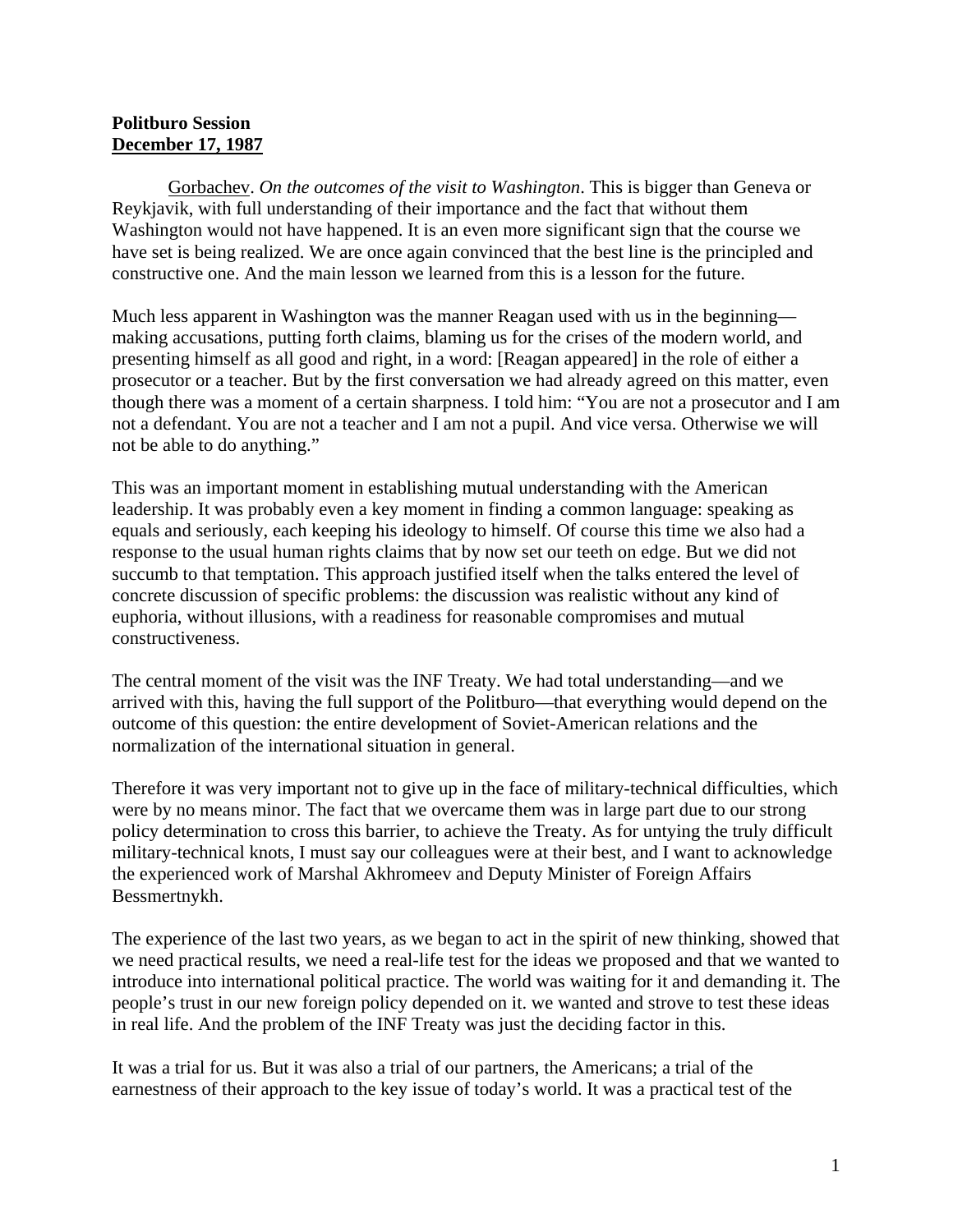**Politburo Session**
**December 17, 1987**

Gorbachev. *On the outcomes of the visit to Washington*. This is bigger than Geneva or Reykjavik, with full understanding of their importance and the fact that without them Washington would not have happened. It is an even more significant sign that the course we have set is being realized. We are once again convinced that the best line is the principled and constructive one. And the main lesson we learned from this is a lesson for the future.

Much less apparent in Washington was the manner Reagan used with us in the beginning—making accusations, putting forth claims, blaming us for the crises of the modern world, and presenting himself as all good and right, in a word: [Reagan appeared] in the role of either a prosecutor or a teacher. But by the first conversation we had already agreed on this matter, even though there was a moment of a certain sharpness. I told him: "You are not a prosecutor and I am not a defendant. You are not a teacher and I am not a pupil. And vice versa. Otherwise we will not be able to do anything."

This was an important moment in establishing mutual understanding with the American leadership. It was probably even a key moment in finding a common language: speaking as equals and seriously, each keeping his ideology to himself. Of course this time we also had a response to the usual human rights claims that by now set our teeth on edge. But we did not succumb to that temptation. This approach justified itself when the talks entered the level of concrete discussion of specific problems: the discussion was realistic without any kind of euphoria, without illusions, with a readiness for reasonable compromises and mutual constructiveness.

The central moment of the visit was the INF Treaty. We had total understanding—and we arrived with this, having the full support of the Politburo—that everything would depend on the outcome of this question: the entire development of Soviet-American relations and the normalization of the international situation in general.

Therefore it was very important not to give up in the face of military-technical difficulties, which were by no means minor. The fact that we overcame them was in large part due to our strong policy determination to cross this barrier, to achieve the Treaty. As for untying the truly difficult military-technical knots, I must say our colleagues were at their best, and I want to acknowledge the experienced work of Marshal Akhromeev and Deputy Minister of Foreign Affairs Bessmertnykh.

The experience of the last two years, as we began to act in the spirit of new thinking, showed that we need practical results, we need a real-life test for the ideas we proposed and that we wanted to introduce into international political practice. The world was waiting for it and demanding it. The people's trust in our new foreign policy depended on it. we wanted and strove to test these ideas in real life. And the problem of the INF Treaty was just the deciding factor in this.

It was a trial for us. But it was also a trial of our partners, the Americans; a trial of the earnestness of their approach to the key issue of today's world. It was a practical test of the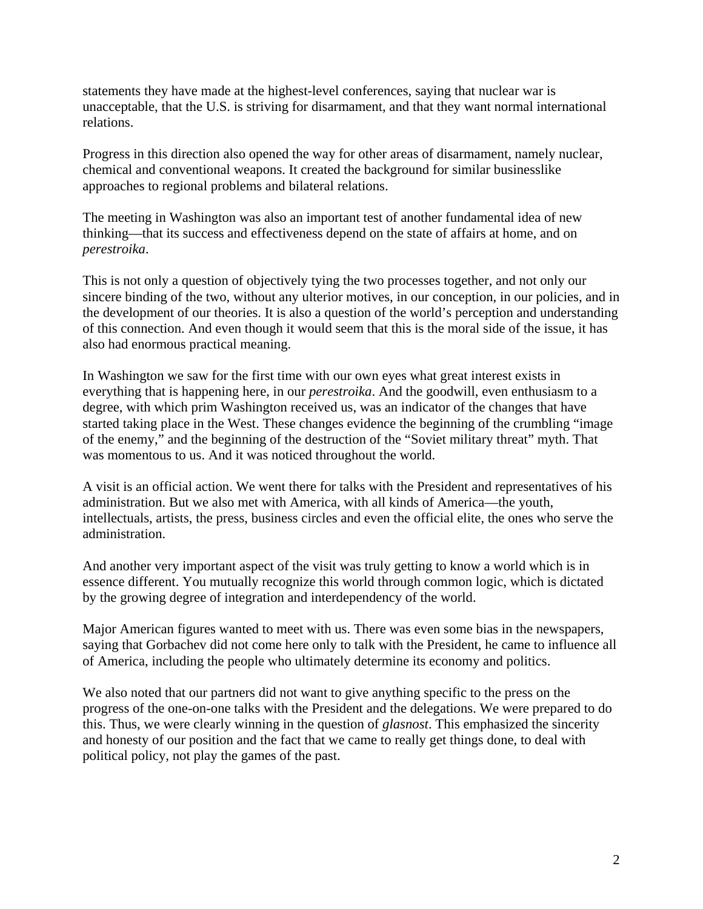statements they have made at the highest-level conferences, saying that nuclear war is unacceptable, that the U.S. is striving for disarmament, and that they want normal international relations.

Progress in this direction also opened the way for other areas of disarmament, namely nuclear, chemical and conventional weapons. It created the background for similar businesslike approaches to regional problems and bilateral relations.

The meeting in Washington was also an important test of another fundamental idea of new thinking—that its success and effectiveness depend on the state of affairs at home, and on *perestroika*.

This is not only a question of objectively tying the two processes together, and not only our sincere binding of the two, without any ulterior motives, in our conception, in our policies, and in the development of our theories. It is also a question of the world's perception and understanding of this connection. And even though it would seem that this is the moral side of the issue, it has also had enormous practical meaning.

In Washington we saw for the first time with our own eyes what great interest exists in everything that is happening here, in our *perestroika*. And the goodwill, even enthusiasm to a degree, with which prim Washington received us, was an indicator of the changes that have started taking place in the West. These changes evidence the beginning of the crumbling "image of the enemy," and the beginning of the destruction of the "Soviet military threat" myth. That was momentous to us. And it was noticed throughout the world.

A visit is an official action. We went there for talks with the President and representatives of his administration. But we also met with America, with all kinds of America—the youth, intellectuals, artists, the press, business circles and even the official elite, the ones who serve the administration.

And another very important aspect of the visit was truly getting to know a world which is in essence different. You mutually recognize this world through common logic, which is dictated by the growing degree of integration and interdependency of the world.

Major American figures wanted to meet with us. There was even some bias in the newspapers, saying that Gorbachev did not come here only to talk with the President, he came to influence all of America, including the people who ultimately determine its economy and politics.

We also noted that our partners did not want to give anything specific to the press on the progress of the one-on-one talks with the President and the delegations. We were prepared to do this. Thus, we were clearly winning in the question of *glasnost*. This emphasized the sincerity and honesty of our position and the fact that we came to really get things done, to deal with political policy, not play the games of the past.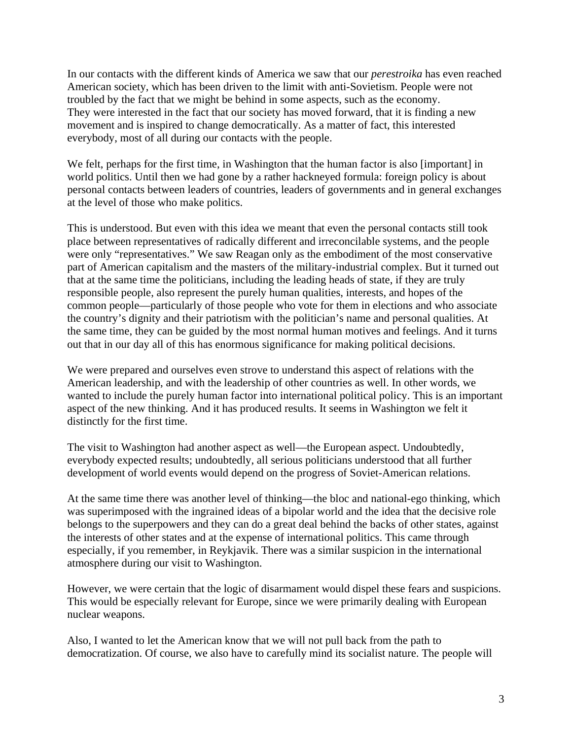In our contacts with the different kinds of America we saw that our *perestroika* has even reached American society, which has been driven to the limit with anti-Sovietism. People were not troubled by the fact that we might be behind in some aspects, such as the economy. They were interested in the fact that our society has moved forward, that it is finding a new movement and is inspired to change democratically. As a matter of fact, this interested everybody, most of all during our contacts with the people.

We felt, perhaps for the first time, in Washington that the human factor is also [important] in world politics. Until then we had gone by a rather hackneyed formula: foreign policy is about personal contacts between leaders of countries, leaders of governments and in general exchanges at the level of those who make politics.

This is understood. But even with this idea we meant that even the personal contacts still took place between representatives of radically different and irreconcilable systems, and the people were only "representatives." We saw Reagan only as the embodiment of the most conservative part of American capitalism and the masters of the military-industrial complex. But it turned out that at the same time the politicians, including the leading heads of state, if they are truly responsible people, also represent the purely human qualities, interests, and hopes of the common people—particularly of those people who vote for them in elections and who associate the country's dignity and their patriotism with the politician's name and personal qualities. At the same time, they can be guided by the most normal human motives and feelings. And it turns out that in our day all of this has enormous significance for making political decisions.

We were prepared and ourselves even strove to understand this aspect of relations with the American leadership, and with the leadership of other countries as well. In other words, we wanted to include the purely human factor into international political policy. This is an important aspect of the new thinking. And it has produced results. It seems in Washington we felt it distinctly for the first time.

The visit to Washington had another aspect as well—the European aspect. Undoubtedly, everybody expected results; undoubtedly, all serious politicians understood that all further development of world events would depend on the progress of Soviet-American relations.

At the same time there was another level of thinking—the bloc and national-ego thinking, which was superimposed with the ingrained ideas of a bipolar world and the idea that the decisive role belongs to the superpowers and they can do a great deal behind the backs of other states, against the interests of other states and at the expense of international politics. This came through especially, if you remember, in Reykjavik. There was a similar suspicion in the international atmosphere during our visit to Washington.

However, we were certain that the logic of disarmament would dispel these fears and suspicions. This would be especially relevant for Europe, since we were primarily dealing with European nuclear weapons.

Also, I wanted to let the American know that we will not pull back from the path to democratization. Of course, we also have to carefully mind its socialist nature. The people will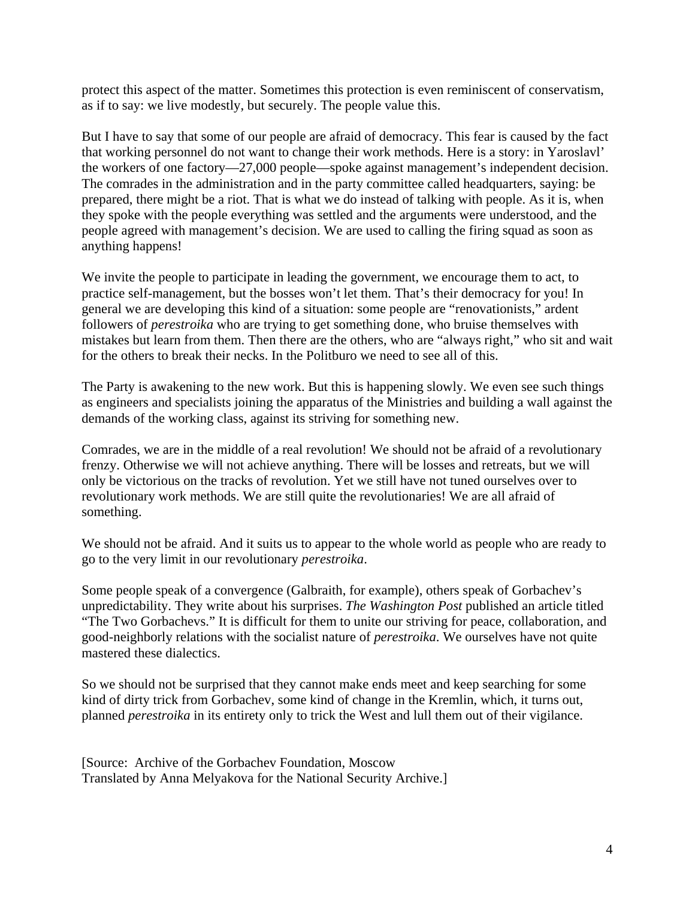protect this aspect of the matter. Sometimes this protection is even reminiscent of conservatism, as if to say: we live modestly, but securely. The people value this.

But I have to say that some of our people are afraid of democracy. This fear is caused by the fact that working personnel do not want to change their work methods. Here is a story: in Yaroslavl' the workers of one factory—27,000 people—spoke against management's independent decision. The comrades in the administration and in the party committee called headquarters, saying: be prepared, there might be a riot. That is what we do instead of talking with people. As it is, when they spoke with the people everything was settled and the arguments were understood, and the people agreed with management's decision. We are used to calling the firing squad as soon as anything happens!

We invite the people to participate in leading the government, we encourage them to act, to practice self-management, but the bosses won't let them. That's their democracy for you! In general we are developing this kind of a situation: some people are "renovationists," ardent followers of *perestroika* who are trying to get something done, who bruise themselves with mistakes but learn from them. Then there are the others, who are "always right," who sit and wait for the others to break their necks. In the Politburo we need to see all of this.

The Party is awakening to the new work. But this is happening slowly. We even see such things as engineers and specialists joining the apparatus of the Ministries and building a wall against the demands of the working class, against its striving for something new.

Comrades, we are in the middle of a real revolution! We should not be afraid of a revolutionary frenzy. Otherwise we will not achieve anything. There will be losses and retreats, but we will only be victorious on the tracks of revolution. Yet we still have not tuned ourselves over to revolutionary work methods. We are still quite the revolutionaries! We are all afraid of something.

We should not be afraid. And it suits us to appear to the whole world as people who are ready to go to the very limit in our revolutionary *perestroika*.

Some people speak of a convergence (Galbraith, for example), others speak of Gorbachev's unpredictability. They write about his surprises. *The Washington Post* published an article titled "The Two Gorbachevs." It is difficult for them to unite our striving for peace, collaboration, and good-neighborly relations with the socialist nature of *perestroika*. We ourselves have not quite mastered these dialectics.

So we should not be surprised that they cannot make ends meet and keep searching for some kind of dirty trick from Gorbachev, some kind of change in the Kremlin, which, it turns out, planned *perestroika* in its entirety only to trick the West and lull them out of their vigilance.

[Source: Archive of the Gorbachev Foundation, Moscow
Translated by Anna Melyakova for the National Security Archive.]